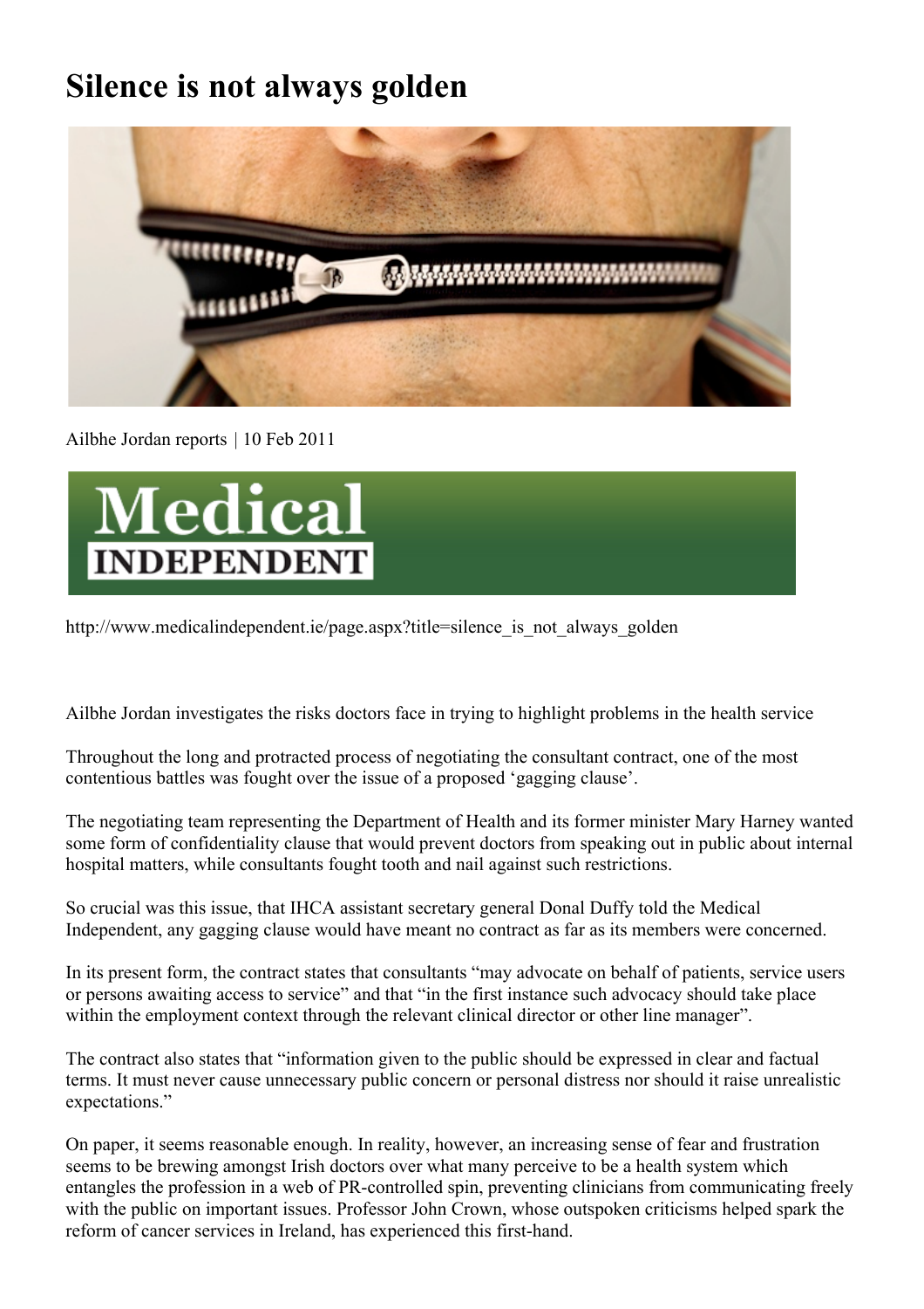# Silence is not always golden

Ailbhe Jordan reports | 10 Feb 2011

http://www.medicalindependent.ie/page.aspx?title=silence_is_not_always_golden

Ailbhe Jordan investigates the risks doctors face in trying to highlight problems in the health service

Throughout the long and protracted process of negotiating the consultant contract, one of the most contentious battles was fought over the issue of a proposed 'gagging clause'.

The negotiating team representing the Department of Health and its former minister Mary Harney wanted some form of confidentiality clause that would prevent doctors from speaking out in public about internal hospital matters, while consultants fought tooth and nail against such restrictions.

So crucial was this issue, that IHCA assistant secretary general Donal Duffy told the Medical Independent, any gagging clause would have meant no contract as far as its members were concerned.

In its present form, the contract states that consultants "may advocate on behalf of patients, service users or persons awaiting access to service" and that "in the first instance such advocacy should take place within the employment context through the relevant clinical director or other line manager".

The contract also states that "information given to the public should be expressed in clear and factual terms. It must never cause unnecessary public concern or personal distress nor should it raise unrealistic expectations."

On paper, it seems reasonable enough. In reality, however, an increasing sense of fear and frustration seems to be brewing amongst Irish doctors over what many perceive to be a health system which entangles the profession in a web of PR-controlled spin, preventing clinicians from communicating freely with the public on important issues. Professor John Crown, whose outspoken criticisms helped spark the reform of cancer services in Ireland, has experienced this first-hand.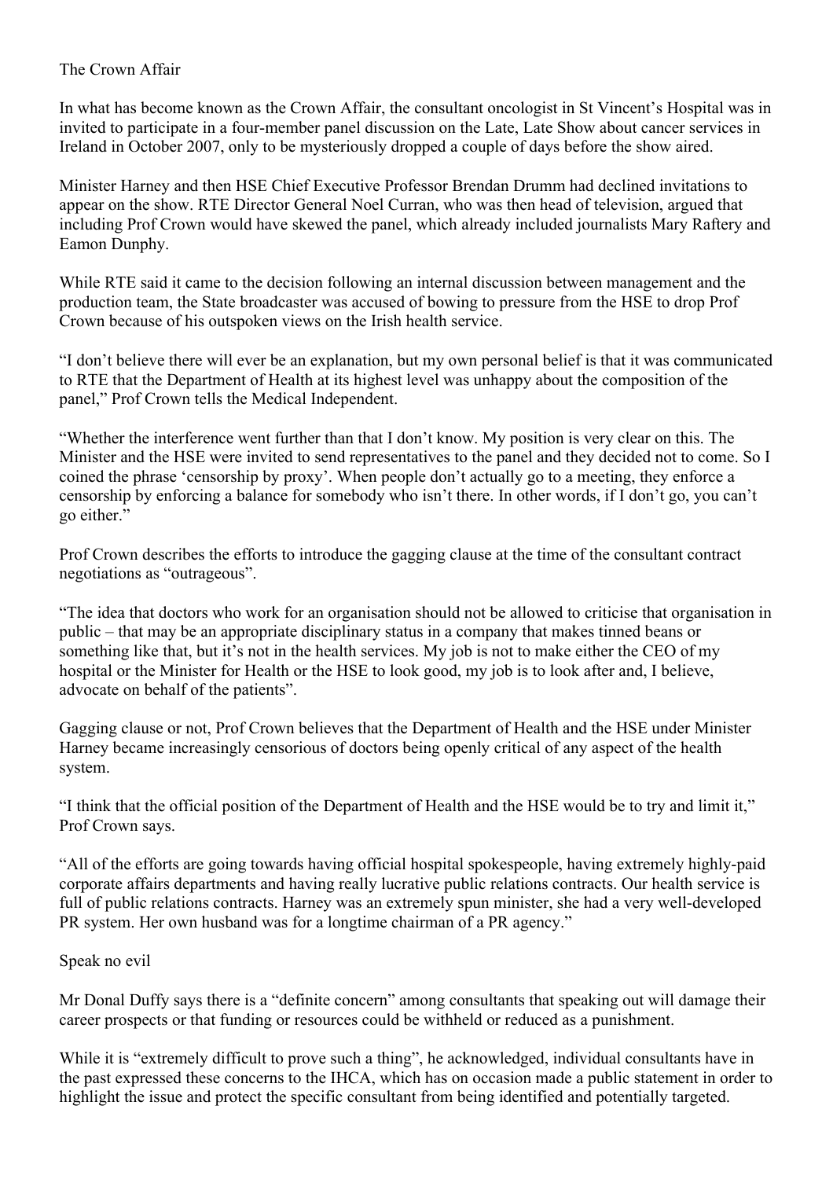## The Crown Affair

In what has become known as the Crown Affair, the consultant oncologist in St Vincent's Hospital was in invited to participate in a four-member panel discussion on the Late, Late Show about cancer services in Ireland in October 2007, only to be mysteriously dropped a couple of days before the show aired.

Minister Harney and then HSE Chief Executive Professor Brendan Drumm had declined invitations to appear on the show. RTE Director General Noel Curran, who was then head of television, argued that including Prof Crown would have skewed the panel, which already included journalists Mary Raftery and Eamon Dunphy.

While RTE said it came to the decision following an internal discussion between management and the production team, the State broadcaster was accused of bowing to pressure from the HSE to drop Prof Crown because of his outspoken views on the Irish health service.

"I don't believe there will ever be an explanation, but my own personal belief is that it was communicated to RTE that the Department of Health at its highest level was unhappy about the composition of the panel," Prof Crown tells the Medical Independent.

"Whether the interference went further than that I don't know. My position is very clear on this. The Minister and the HSE were invited to send representatives to the panel and they decided not to come. So I coined the phrase 'censorship by proxy'. When people don't actually go to a meeting, they enforce a censorship by enforcing a balance for somebody who isn't there. In other words, if I don't go, you can't go either."

Prof Crown describes the efforts to introduce the gagging clause at the time of the consultant contract negotiations as "outrageous".

"The idea that doctors who work for an organisation should not be allowed to criticise that organisation in public – that may be an appropriate disciplinary status in a company that makes tinned beans or something like that, but it's not in the health services. My job is not to make either the CEO of my hospital or the Minister for Health or the HSE to look good, my job is to look after and, I believe, advocate on behalf of the patients".

Gagging clause or not, Prof Crown believes that the Department of Health and the HSE under Minister Harney became increasingly censorious of doctors being openly critical of any aspect of the health system.

"I think that the official position of the Department of Health and the HSE would be to try and limit it," Prof Crown says.

"All of the efforts are going towards having official hospital spokespeople, having extremely highly-paid corporate affairs departments and having really lucrative public relations contracts. Our health service is full of public relations contracts. Harney was an extremely spun minister, she had a very well-developed PR system. Her own husband was for a longtime chairman of a PR agency."

## Speak no evil

Mr Donal Duffy says there is a "definite concern" among consultants that speaking out will damage their career prospects or that funding or resources could be withheld or reduced as a punishment.

While it is "extremely difficult to prove such a thing", he acknowledged, individual consultants have in the past expressed these concerns to the IHCA, which has on occasion made a public statement in order to highlight the issue and protect the specific consultant from being identified and potentially targeted.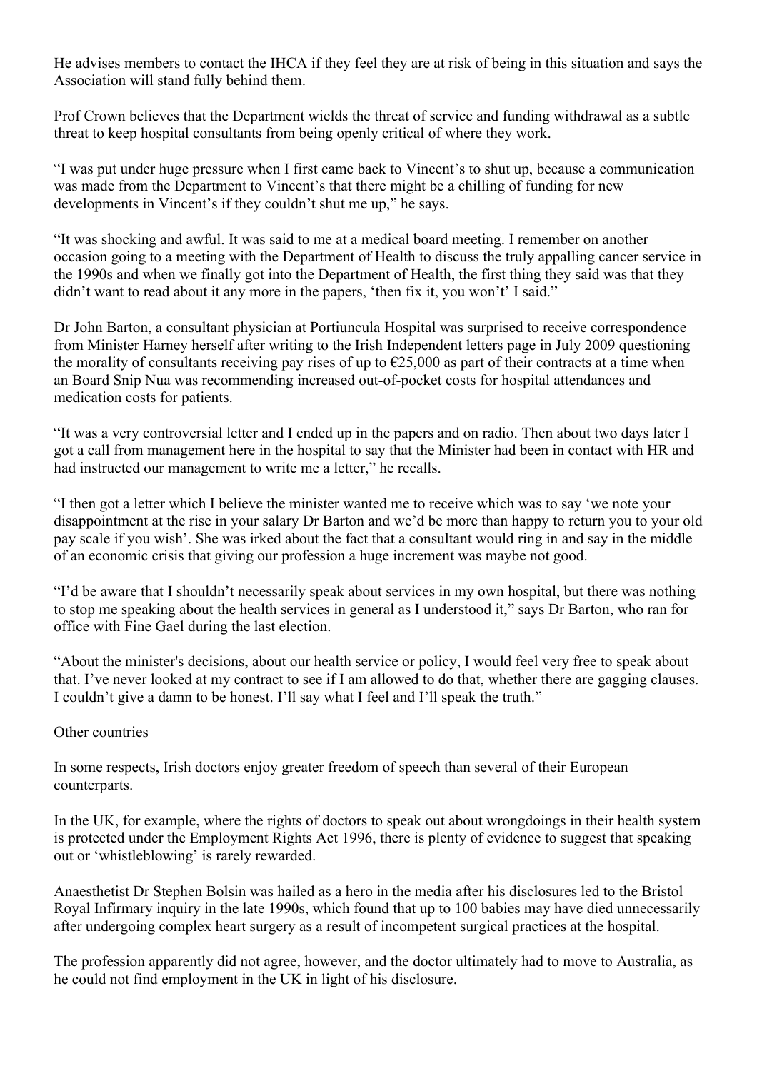He advises members to contact the IHCA if they feel they are at risk of being in this situation and says the Association will stand fully behind them.

Prof Crown believes that the Department wields the threat of service and funding withdrawal as a subtle threat to keep hospital consultants from being openly critical of where they work.

“I was put under huge pressure when I first came back to Vincent’s to shut up, because a communication was made from the Department to Vincent’s that there might be a chilling of funding for new developments in Vincent’s if they couldn’t shut me up,” he says.

“It was shocking and awful. It was said to me at a medical board meeting. I remember on another occasion going to a meeting with the Department of Health to discuss the truly appalling cancer service in the 1990s and when we finally got into the Department of Health, the first thing they said was that they didn’t want to read about it any more in the papers, ‘then fix it, you won’t’ I said.”

Dr John Barton, a consultant physician at Portiuncula Hospital was surprised to receive correspondence from Minister Harney herself after writing to the Irish Independent letters page in July 2009 questioning the morality of consultants receiving pay rises of up to €25,000 as part of their contracts at a time when an Board Snip Nua was recommending increased out-of-pocket costs for hospital attendances and medication costs for patients.

“It was a very controversial letter and I ended up in the papers and on radio. Then about two days later I got a call from management here in the hospital to say that the Minister had been in contact with HR and had instructed our management to write me a letter,” he recalls.

“I then got a letter which I believe the minister wanted me to receive which was to say ‘we note your disappointment at the rise in your salary Dr Barton and we’d be more than happy to return you to your old pay scale if you wish’. She was irked about the fact that a consultant would ring in and say in the middle of an economic crisis that giving our profession a huge increment was maybe not good.

“I’d be aware that I shouldn’t necessarily speak about services in my own hospital, but there was nothing to stop me speaking about the health services in general as I understood it,” says Dr Barton, who ran for office with Fine Gael during the last election.

“About the minister's decisions, about our health service or policy, I would feel very free to speak about that. I’ve never looked at my contract to see if I am allowed to do that, whether there are gagging clauses. I couldn’t give a damn to be honest. I’ll say what I feel and I’ll speak the truth.”

## Other countries

In some respects, Irish doctors enjoy greater freedom of speech than several of their European counterparts.

In the UK, for example, where the rights of doctors to speak out about wrongdoings in their health system is protected under the Employment Rights Act 1996, there is plenty of evidence to suggest that speaking out or ‘whistleblowing’ is rarely rewarded.

Anaesthetist Dr Stephen Bolsin was hailed as a hero in the media after his disclosures led to the Bristol Royal Infirmary inquiry in the late 1990s, which found that up to 100 babies may have died unnecessarily after undergoing complex heart surgery as a result of incompetent surgical practices at the hospital.

The profession apparently did not agree, however, and the doctor ultimately had to move to Australia, as he could not find employment in the UK in light of his disclosure.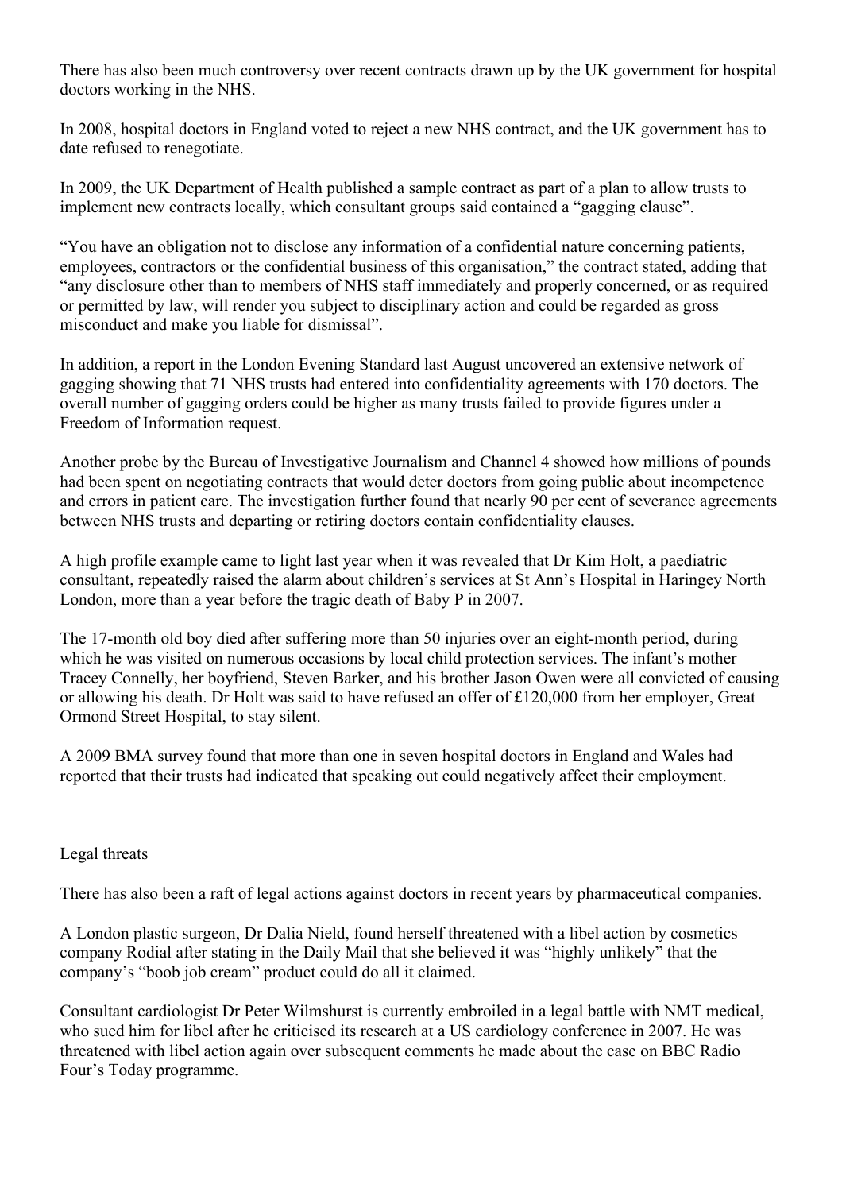There has also been much controversy over recent contracts drawn up by the UK government for hospital doctors working in the NHS.

In 2008, hospital doctors in England voted to reject a new NHS contract, and the UK government has to date refused to renegotiate.

In 2009, the UK Department of Health published a sample contract as part of a plan to allow trusts to implement new contracts locally, which consultant groups said contained a "gagging clause".

"You have an obligation not to disclose any information of a confidential nature concerning patients, employees, contractors or the confidential business of this organisation," the contract stated, adding that "any disclosure other than to members of NHS staff immediately and properly concerned, or as required or permitted by law, will render you subject to disciplinary action and could be regarded as gross misconduct and make you liable for dismissal".

In addition, a report in the London Evening Standard last August uncovered an extensive network of gagging showing that 71 NHS trusts had entered into confidentiality agreements with 170 doctors. The overall number of gagging orders could be higher as many trusts failed to provide figures under a Freedom of Information request.

Another probe by the Bureau of Investigative Journalism and Channel 4 showed how millions of pounds had been spent on negotiating contracts that would deter doctors from going public about incompetence and errors in patient care. The investigation further found that nearly 90 per cent of severance agreements between NHS trusts and departing or retiring doctors contain confidentiality clauses.

A high profile example came to light last year when it was revealed that Dr Kim Holt, a paediatric consultant, repeatedly raised the alarm about children's services at St Ann's Hospital in Haringey North London, more than a year before the tragic death of Baby P in 2007.

The 17-month old boy died after suffering more than 50 injuries over an eight-month period, during which he was visited on numerous occasions by local child protection services. The infant's mother Tracey Connelly, her boyfriend, Steven Barker, and his brother Jason Owen were all convicted of causing or allowing his death. Dr Holt was said to have refused an offer of £120,000 from her employer, Great Ormond Street Hospital, to stay silent.

A 2009 BMA survey found that more than one in seven hospital doctors in England and Wales had reported that their trusts had indicated that speaking out could negatively affect their employment.

## Legal threats

There has also been a raft of legal actions against doctors in recent years by pharmaceutical companies.

A London plastic surgeon, Dr Dalia Nield, found herself threatened with a libel action by cosmetics company Rodial after stating in the Daily Mail that she believed it was "highly unlikely" that the company's "boob job cream" product could do all it claimed.

Consultant cardiologist Dr Peter Wilmshurst is currently embroiled in a legal battle with NMT medical, who sued him for libel after he criticised its research at a US cardiology conference in 2007. He was threatened with libel action again over subsequent comments he made about the case on BBC Radio Four's Today programme.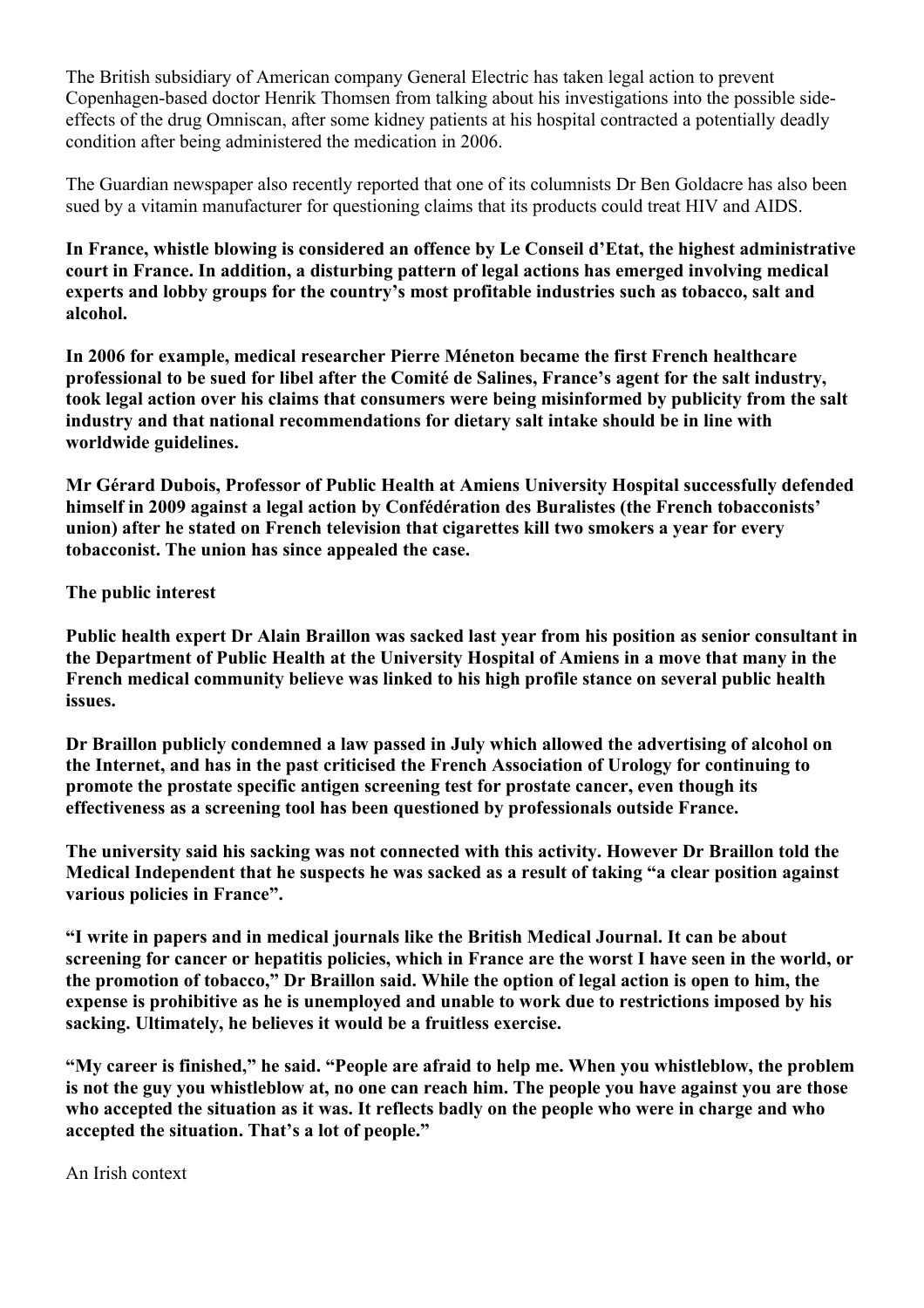The British subsidiary of American company General Electric has taken legal action to prevent Copenhagen-based doctor Henrik Thomsen from talking about his investigations into the possible side-effects of the drug Omniscan, after some kidney patients at his hospital contracted a potentially deadly condition after being administered the medication in 2006.

The Guardian newspaper also recently reported that one of its columnists Dr Ben Goldacre has also been sued by a vitamin manufacturer for questioning claims that its products could treat HIV and AIDS.

**In France, whistle blowing is considered an offence by Le Conseil d'Etat, the highest administrative court in France. In addition, a disturbing pattern of legal actions has emerged involving medical experts and lobby groups for the country's most profitable industries such as tobacco, salt and alcohol.**

**In 2006 for example, medical researcher Pierre Méneton became the first French healthcare professional to be sued for libel after the Comité de Salines, France's agent for the salt industry, took legal action over his claims that consumers were being misinformed by publicity from the salt industry and that national recommendations for dietary salt intake should be in line with worldwide guidelines.**

**Mr Gérard Dubois, Professor of Public Health at Amiens University Hospital successfully defended himself in 2009 against a legal action by Confédération des Buralistes (the French tobacconists' union) after he stated on French television that cigarettes kill two smokers a year for every tobacconist. The union has since appealed the case.**

**The public interest**

**Public health expert Dr Alain Braillon was sacked last year from his position as senior consultant in the Department of Public Health at the University Hospital of Amiens in a move that many in the French medical community believe was linked to his high profile stance on several public health issues.**

**Dr Braillon publicly condemned a law passed in July which allowed the advertising of alcohol on the Internet, and has in the past criticised the French Association of Urology for continuing to promote the prostate specific antigen screening test for prostate cancer, even though its effectiveness as a screening tool has been questioned by professionals outside France.**

**The university said his sacking was not connected with this activity. However Dr Braillon told the Medical Independent that he suspects he was sacked as a result of taking "a clear position against various policies in France".**

**"I write in papers and in medical journals like the British Medical Journal. It can be about screening for cancer or hepatitis policies, which in France are the worst I have seen in the world, or the promotion of tobacco," Dr Braillon said. While the option of legal action is open to him, the expense is prohibitive as he is unemployed and unable to work due to restrictions imposed by his sacking. Ultimately, he believes it would be a fruitless exercise.**

**"My career is finished," he said. "People are afraid to help me. When you whistleblow, the problem is not the guy you whistleblow at, no one can reach him. The people you have against you are those who accepted the situation as it was. It reflects badly on the people who were in charge and who accepted the situation. That's a lot of people."**

An Irish context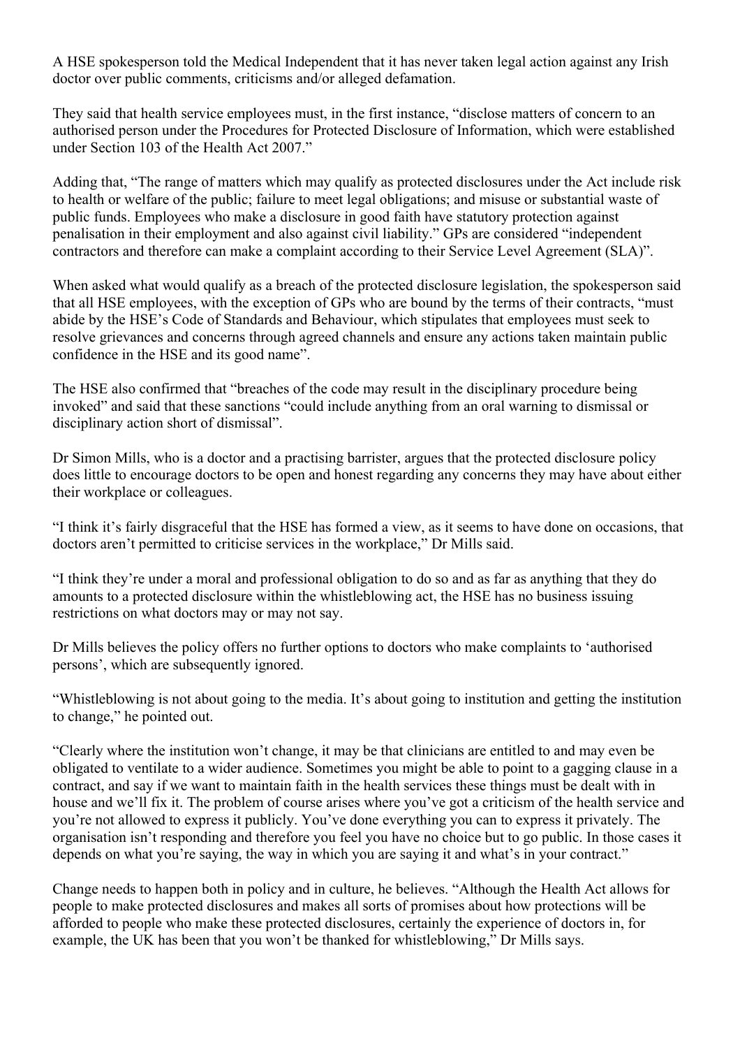A HSE spokesperson told the Medical Independent that it has never taken legal action against any Irish doctor over public comments, criticisms and/or alleged defamation.

They said that health service employees must, in the first instance, "disclose matters of concern to an authorised person under the Procedures for Protected Disclosure of Information, which were established under Section 103 of the Health Act 2007."

Adding that, "The range of matters which may qualify as protected disclosures under the Act include risk to health or welfare of the public; failure to meet legal obligations; and misuse or substantial waste of public funds. Employees who make a disclosure in good faith have statutory protection against penalisation in their employment and also against civil liability." GPs are considered "independent contractors and therefore can make a complaint according to their Service Level Agreement (SLA)".

When asked what would qualify as a breach of the protected disclosure legislation, the spokesperson said that all HSE employees, with the exception of GPs who are bound by the terms of their contracts, "must abide by the HSE's Code of Standards and Behaviour, which stipulates that employees must seek to resolve grievances and concerns through agreed channels and ensure any actions taken maintain public confidence in the HSE and its good name".

The HSE also confirmed that "breaches of the code may result in the disciplinary procedure being invoked" and said that these sanctions "could include anything from an oral warning to dismissal or disciplinary action short of dismissal".

Dr Simon Mills, who is a doctor and a practising barrister, argues that the protected disclosure policy does little to encourage doctors to be open and honest regarding any concerns they may have about either their workplace or colleagues.

"I think it's fairly disgraceful that the HSE has formed a view, as it seems to have done on occasions, that doctors aren't permitted to criticise services in the workplace," Dr Mills said.

"I think they're under a moral and professional obligation to do so and as far as anything that they do amounts to a protected disclosure within the whistleblowing act, the HSE has no business issuing restrictions on what doctors may or may not say.

Dr Mills believes the policy offers no further options to doctors who make complaints to 'authorised persons', which are subsequently ignored.

"Whistleblowing is not about going to the media. It's about going to institution and getting the institution to change," he pointed out.

"Clearly where the institution won't change, it may be that clinicians are entitled to and may even be obligated to ventilate to a wider audience. Sometimes you might be able to point to a gagging clause in a contract, and say if we want to maintain faith in the health services these things must be dealt with in house and we'll fix it. The problem of course arises where you've got a criticism of the health service and you're not allowed to express it publicly. You've done everything you can to express it privately. The organisation isn't responding and therefore you feel you have no choice but to go public. In those cases it depends on what you're saying, the way in which you are saying it and what's in your contract."

Change needs to happen both in policy and in culture, he believes. "Although the Health Act allows for people to make protected disclosures and makes all sorts of promises about how protections will be afforded to people who make these protected disclosures, certainly the experience of doctors in, for example, the UK has been that you won't be thanked for whistleblowing," Dr Mills says.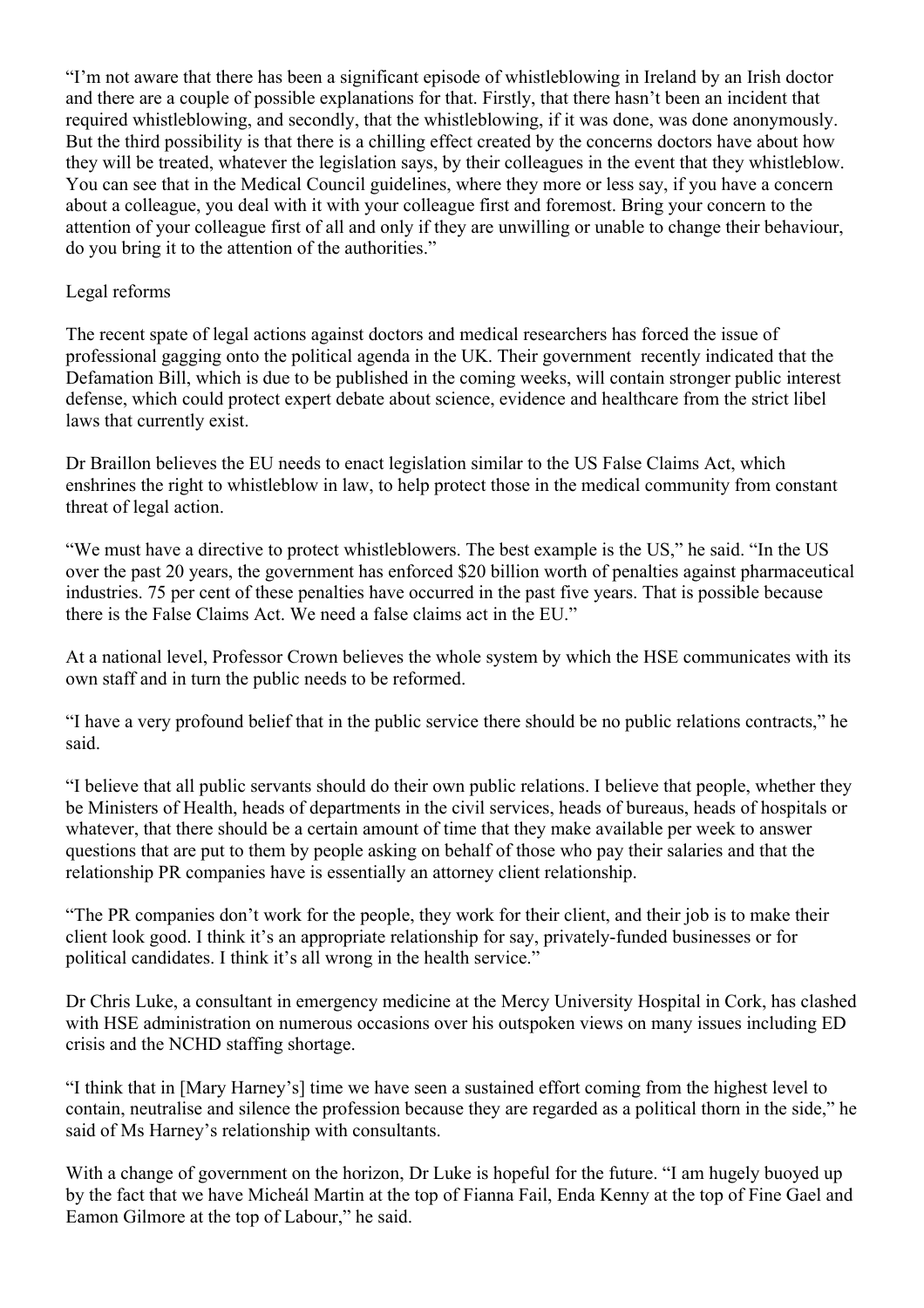"I'm not aware that there has been a significant episode of whistleblowing in Ireland by an Irish doctor and there are a couple of possible explanations for that. Firstly, that there hasn't been an incident that required whistleblowing, and secondly, that the whistleblowing, if it was done, was done anonymously. But the third possibility is that there is a chilling effect created by the concerns doctors have about how they will be treated, whatever the legislation says, by their colleagues in the event that they whistleblow. You can see that in the Medical Council guidelines, where they more or less say, if you have a concern about a colleague, you deal with it with your colleague first and foremost. Bring your concern to the attention of your colleague first of all and only if they are unwilling or unable to change their behaviour, do you bring it to the attention of the authorities."

## Legal reforms

The recent spate of legal actions against doctors and medical researchers has forced the issue of professional gagging onto the political agenda in the UK. Their government recently indicated that the Defamation Bill, which is due to be published in the coming weeks, will contain stronger public interest defense, which could protect expert debate about science, evidence and healthcare from the strict libel laws that currently exist.

Dr Braillon believes the EU needs to enact legislation similar to the US False Claims Act, which enshrines the right to whistleblow in law, to help protect those in the medical community from constant threat of legal action.

"We must have a directive to protect whistleblowers. The best example is the US," he said. "In the US over the past 20 years, the government has enforced \$20 billion worth of penalties against pharmaceutical industries. 75 per cent of these penalties have occurred in the past five years. That is possible because there is the False Claims Act. We need a false claims act in the EU."

At a national level, Professor Crown believes the whole system by which the HSE communicates with its own staff and in turn the public needs to be reformed.

"I have a very profound belief that in the public service there should be no public relations contracts," he said.

"I believe that all public servants should do their own public relations. I believe that people, whether they be Ministers of Health, heads of departments in the civil services, heads of bureaus, heads of hospitals or whatever, that there should be a certain amount of time that they make available per week to answer questions that are put to them by people asking on behalf of those who pay their salaries and that the relationship PR companies have is essentially an attorney client relationship.

"The PR companies don't work for the people, they work for their client, and their job is to make their client look good. I think it's an appropriate relationship for say, privately-funded businesses or for political candidates. I think it's all wrong in the health service."

Dr Chris Luke, a consultant in emergency medicine at the Mercy University Hospital in Cork, has clashed with HSE administration on numerous occasions over his outspoken views on many issues including ED crisis and the NCHD staffing shortage.

"I think that in [Mary Harney's] time we have seen a sustained effort coming from the highest level to contain, neutralise and silence the profession because they are regarded as a political thorn in the side," he said of Ms Harney's relationship with consultants.

With a change of government on the horizon, Dr Luke is hopeful for the future. "I am hugely buoyed up by the fact that we have Micheál Martin at the top of Fianna Fail, Enda Kenny at the top of Fine Gael and Eamon Gilmore at the top of Labour," he said.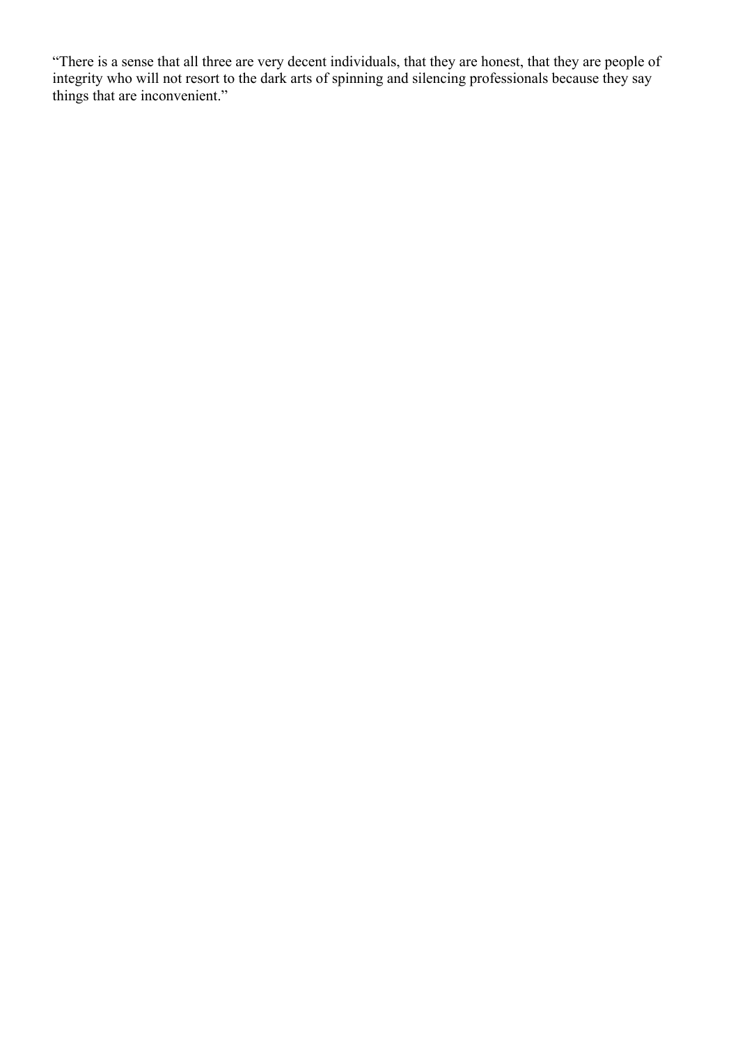“There is a sense that all three are very decent individuals, that they are honest, that they are people of integrity who will not resort to the dark arts of spinning and silencing professionals because they say things that are inconvenient.”